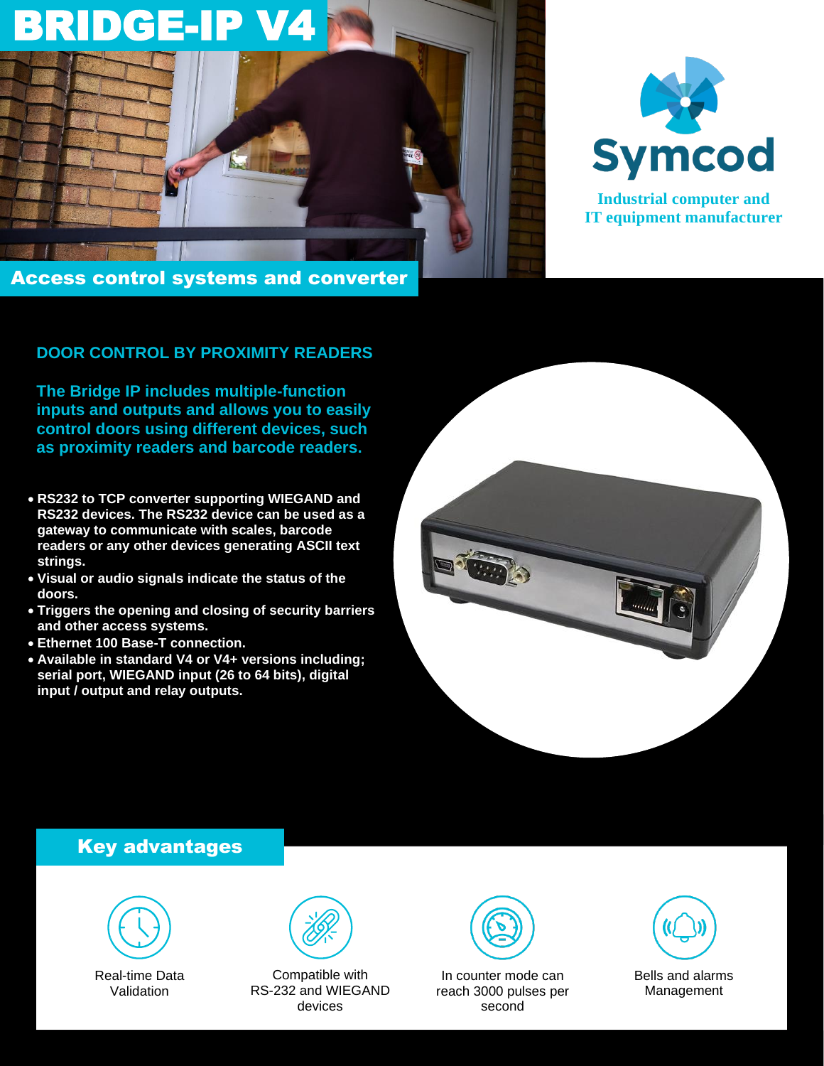# BRIDGE-IP V4

Symcod

Industrial computer and IT equipment manufacturer

## Access control systems and converter

### DOOR CONTROL BY PROXIMITY READERS

**The Bridge IP includes multiple-function inputs and outputs and allows you to easily control doors using different devices, such as proximity readers and barcode readers.**

- **RS232 to TCP converter supporting WIEGAND and RS232 devices. The RS232 device can be used as a gateway to communicate with scales, barcode readers or any other devices generating ASCII text strings.**
- **Visual or audio signals indicate the status of the doors.**
- **Triggers the opening and closing of security barriers and other access systems.**
- **Ethernet 100 Base-T connection.**
- **Available in standard V4 or V4+ versions including; serial port, WIEGAND input (26 to 64 bits), digital input / output and relay outputs.**

## Key advantages

- Real-time Data Validation
- Compatible with RS-232 and WIEGAND devices
- In counter mode can reach 3000 pulses per second
- Bells and alarms Management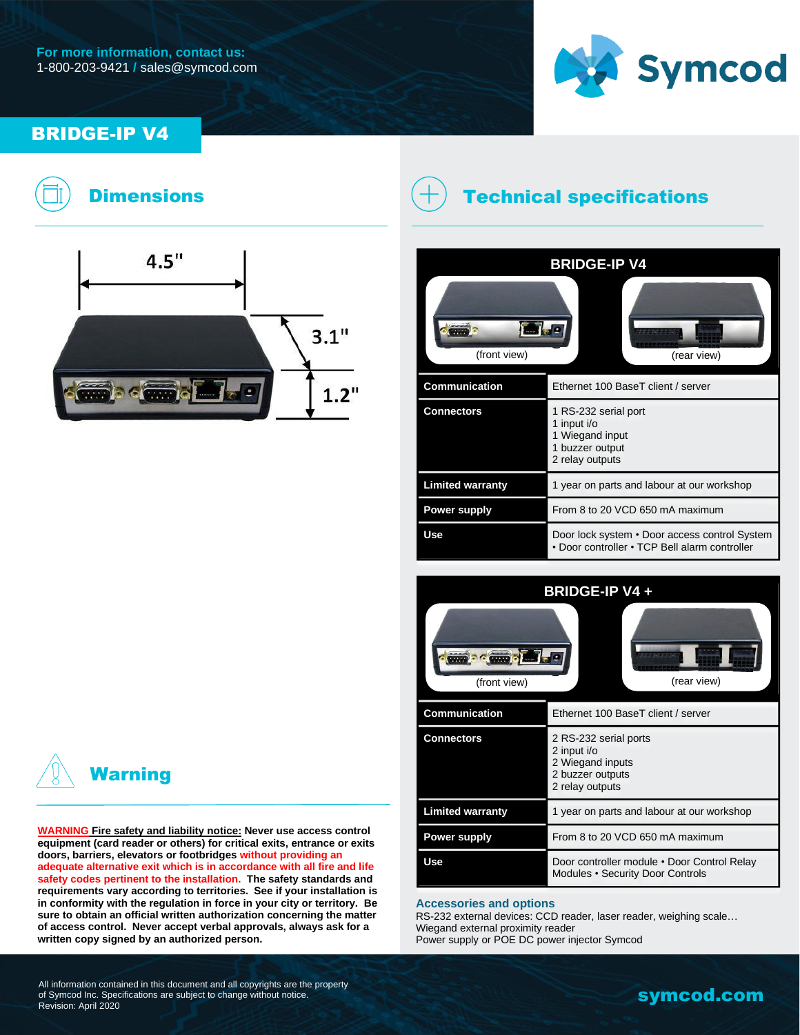**For more information, contact us:**
1-800-203-9421 / sales@symcod.com

Symcod

# BRIDGE-IP V4

## Dimensions

4.5"

3.1"

1.2"

## Technical specifications

### BRIDGE-IP V4

(front view) (rear view)

| | |
|---|---|
| **Communication** | Ethernet 100 BaseT client / server |
| **Connectors** | 1 RS-232 serial port<br>1 input i/o<br>1 Wiegand input<br>1 buzzer output<br>2 relay outputs |
| **Limited warranty** | 1 year on parts and labour at our workshop |
| **Power supply** | From 8 to 20 VCD 650 mA maximum |
| **Use** | Door lock system • Door access control System • Door controller • TCP Bell alarm controller |

### BRIDGE-IP V4 +

(front view) (rear view)

| | |
|---|---|
| **Communication** | Ethernet 100 BaseT client / server |
| **Connectors** | 2 RS-232 serial ports<br>2 input i/o<br>2 Wiegand inputs<br>2 buzzer outputs<br>2 relay outputs |
| **Limited warranty** | 1 year on parts and labour at our workshop |
| **Power supply** | From 8 to 20 VCD 650 mA maximum |
| **Use** | Door controller module • Door Control Relay Modules • Security Door Controls |

**Accessories and options**

RS-232 external devices: CCD reader, laser reader, weighing scale…
Wiegand external proximity reader
Power supply or POE DC power injector Symcod

## Warning

**WARNING Fire safety and liability notice: Never use access control equipment (card reader or others) for critical exits, entrance or exits doors, barriers, elevators or footbridges without providing an adequate alternative exit which is in accordance with all fire and life safety codes pertinent to the installation. The safety standards and requirements vary according to territories. See if your installation is in conformity with the regulation in force in your city or territory. Be sure to obtain an official written authorization concerning the matter of access control. Never accept verbal approvals, always ask for a written copy signed by an authorized person.**

All information contained in this document and all copyrights are the property of Symcod Inc. Specifications are subject to change without notice.
Revision: April 2020

symcod.com